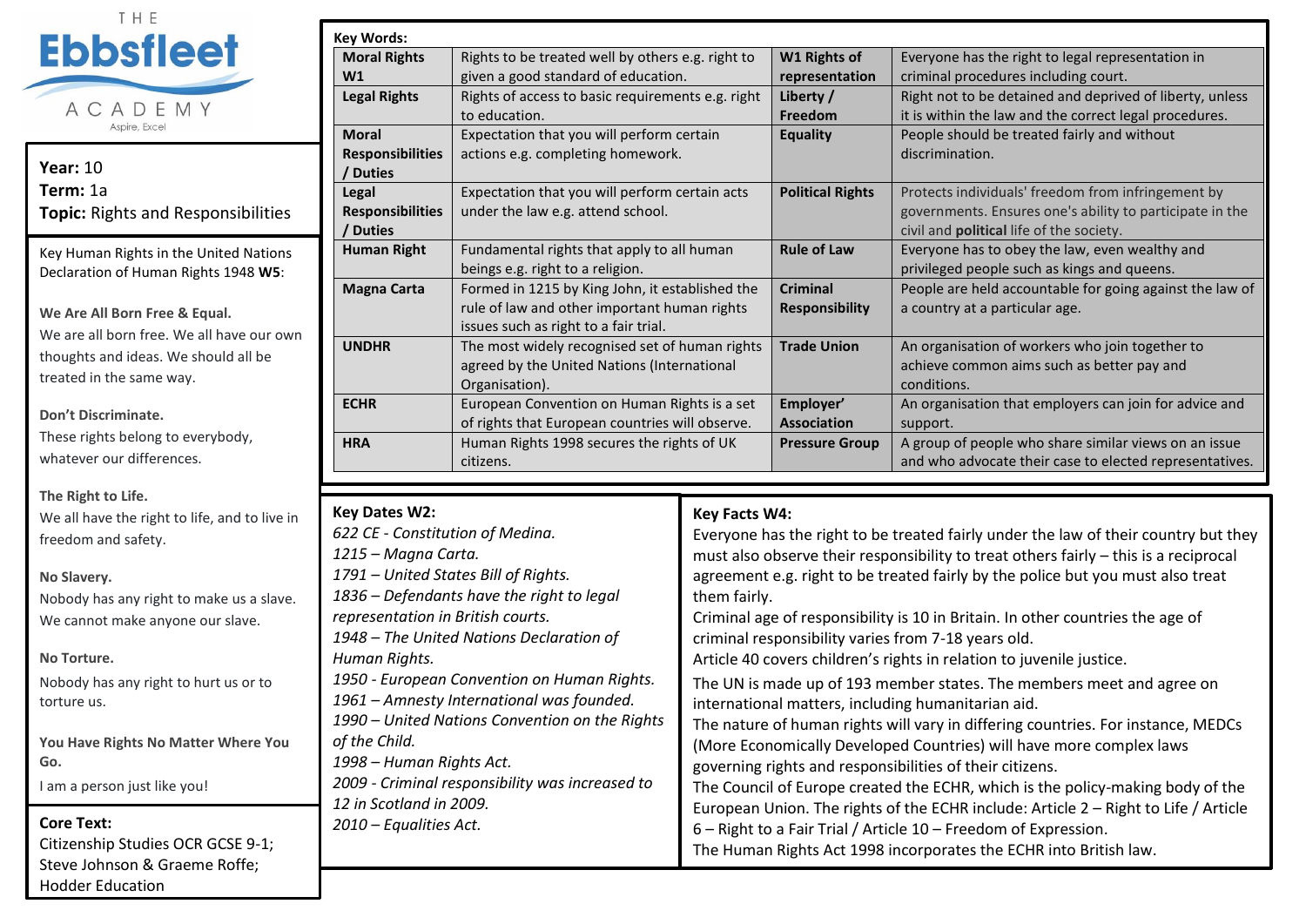THE **Ebbsfleet** ACADEMY
Aspire, Excel

**Year:** 10
**Term:** 1a
**Topic:** Rights and Responsibilities

Key Human Rights in the United Nations Declaration of Human Rights 1948 **W5**:

**We Are All Born Free & Equal.**
We are all born free. We all have our own thoughts and ideas. We should all be treated in the same way.

**Don't Discriminate.**
These rights belong to everybody, whatever our differences.

**The Right to Life.**
We all have the right to life, and to live in freedom and safety.

**No Slavery.**
Nobody has any right to make us a slave. We cannot make anyone our slave.

**No Torture.**
Nobody has any right to hurt us or to torture us.

**You Have Rights No Matter Where You Go.**
I am a person just like you!

**Core Text:**
Citizenship Studies OCR GCSE 9-1; Steve Johnson & Graeme Roffe; Hodder Education

**Key Words:**

| | | | |
|---|---|---|---|
| **Moral Rights W1** | Rights to be treated well by others e.g. right to given a good standard of education. | **W1 Rights of representation** | Everyone has the right to legal representation in criminal procedures including court. |
| **Legal Rights** | Rights of access to basic requirements e.g. right to education. | **Liberty / Freedom** | Right not to be detained and deprived of liberty, unless it is within the law and the correct legal procedures. |
| **Moral Responsibilities / Duties** | Expectation that you will perform certain actions e.g. completing homework. | **Equality** | People should be treated fairly and without discrimination. |
| **Legal Responsibilities / Duties** | Expectation that you will perform certain acts under the law e.g. attend school. | **Political Rights** | Protects individuals' freedom from infringement by governments. Ensures one's ability to participate in the civil and **political** life of the society. |
| **Human Right** | Fundamental rights that apply to all human beings e.g. right to a religion. | **Rule of Law** | Everyone has to obey the law, even wealthy and privileged people such as kings and queens. |
| **Magna Carta** | Formed in 1215 by King John, it established the rule of law and other important human rights issues such as right to a fair trial. | **Criminal Responsibility** | People are held accountable for going against the law of a country at a particular age. |
| **UNDHR** | The most widely recognised set of human rights agreed by the United Nations (International Organisation). | **Trade Union** | An organisation of workers who join together to achieve common aims such as better pay and conditions. |
| **ECHR** | European Convention on Human Rights is a set of rights that European countries will observe. | **Employer' Association** | An organisation that employers can join for advice and support. |
| **HRA** | Human Rights 1998 secures the rights of UK citizens. | **Pressure Group** | A group of people who share similar views on an issue and who advocate their case to elected representatives. |

**Key Dates W2:**

*622 CE - Constitution of Medina.*
*1215 – Magna Carta.*
*1791 – United States Bill of Rights.*
*1836 – Defendants have the right to legal representation in British courts.*
*1948 – The United Nations Declaration of Human Rights.*
*1950 - European Convention on Human Rights.*
*1961 – Amnesty International was founded.*
*1990 – United Nations Convention on the Rights of the Child.*
*1998 – Human Rights Act.*
*2009 - Criminal responsibility was increased to 12 in Scotland in 2009.*
*2010 – Equalities Act.*

**Key Facts W4:**

Everyone has the right to be treated fairly under the law of their country but they must also observe their responsibility to treat others fairly – this is a reciprocal agreement e.g. right to be treated fairly by the police but you must also treat them fairly.
Criminal age of responsibility is 10 in Britain. In other countries the age of criminal responsibility varies from 7-18 years old.
Article 40 covers children's rights in relation to juvenile justice.
The UN is made up of 193 member states. The members meet and agree on international matters, including humanitarian aid.
The nature of human rights will vary in differing countries. For instance, MEDCs (More Economically Developed Countries) will have more complex laws governing rights and responsibilities of their citizens.
The Council of Europe created the ECHR, which is the policy-making body of the European Union. The rights of the ECHR include: Article 2 – Right to Life / Article 6 – Right to a Fair Trial / Article 10 – Freedom of Expression.
The Human Rights Act 1998 incorporates the ECHR into British law.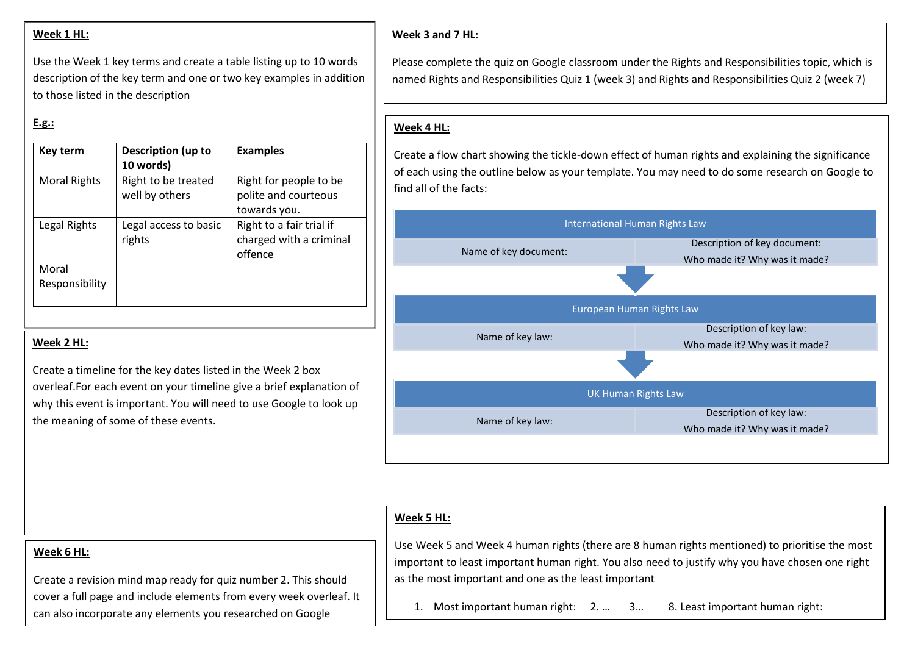**Week 1 HL:**

Use the Week 1 key terms and create a table listing up to 10 words description of the key term and one or two key examples in addition to those listed in the description

**E.g.:**

| Key term | Description (up to 10 words) | Examples |
| --- | --- | --- |
| Moral Rights | Right to be treated well by others | Right for people to be polite and courteous towards you. |
| Legal Rights | Legal access to basic rights | Right to a fair trial if charged with a criminal offence |
| Moral Responsibility | | |
| | | |

**Week 2 HL:**

Create a timeline for the key dates listed in the Week 2 box overleaf.For each event on your timeline give a brief explanation of why this event is important. You will need to use Google to look up the meaning of some of these events.

**Week 6 HL:**

Create a revision mind map ready for quiz number 2. This should cover a full page and include elements from every week overleaf. It can also incorporate any elements you researched on Google

**Week 3 and 7 HL:**

Please complete the quiz on Google classroom under the Rights and Responsibilities topic, which is named Rights and Responsibilities Quiz 1 (week 3) and Rights and Responsibilities Quiz 2 (week 7)

**Week 4 HL:**

Create a flow chart showing the tickle-down effect of human rights and explaining the significance of each using the outline below as your template. You may need to do some research on Google to find all of the facts:

International Human Rights Law

Name of key document:

Description of key document: Who made it? Why was it made?

European Human Rights Law

Name of key law:

Description of key law: Who made it? Why was it made?

UK Human Rights Law

Name of key law:

Description of key law: Who made it? Why was it made?

**Week 5 HL:**

Use Week 5 and Week 4 human rights (there are 8 human rights mentioned) to prioritise the most important to least important human right. You also need to justify why you have chosen one right as the most important and one as the least important

1. Most important human right: 2. … 3… 8. Least important human right: